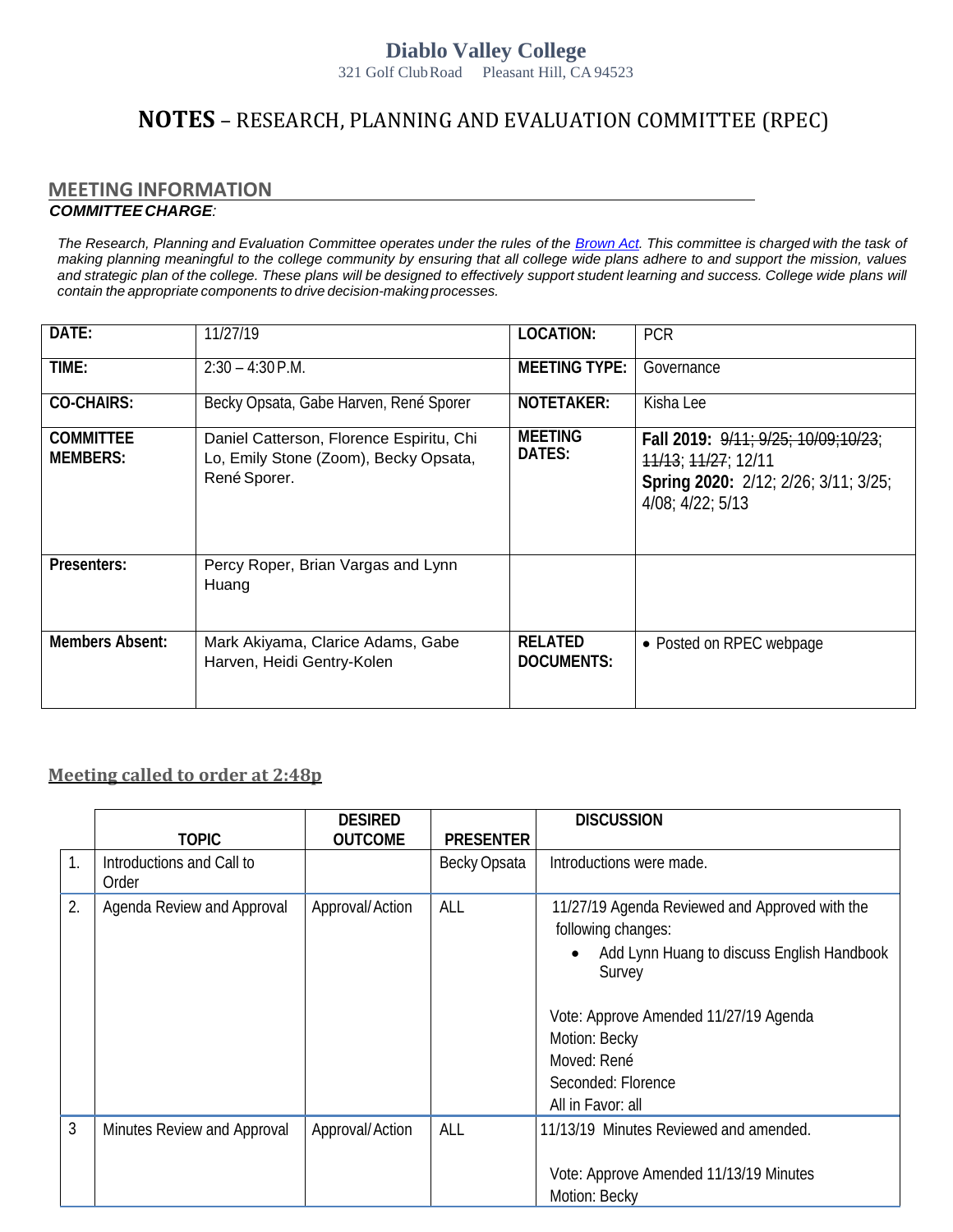# Diablo Valley College

321 Golf Club Road  Pleasant Hill, CA 94523

# **NOTES** – RESEARCH, PLANNING AND EVALUATION COMMITTEE (RPEC)

## MEETING INFORMATION

***COMMITTEE CHARGE**:*

*The Research, Planning and Evaluation Committee operates under the rules of the Brown Act. This committee is charged with the task of making planning meaningful to the college community by ensuring that all college wide plans adhere to and support the mission, values and strategic plan of the college. These plans will be designed to effectively support student learning and success. College wide plans will contain the appropriate components to drive decision-making processes.*

| **DATE:** | 11/27/19 | **LOCATION:** | PCR |
|---|---|---|---|
| **TIME:** | 2:30 – 4:30 P.M. | **MEETING TYPE:** | Governance |
| **CO-CHAIRS:** | Becky Opsata, Gabe Harven, René Sporer | **NOTETAKER:** | Kisha Lee |
| **COMMITTEE MEMBERS:** | Daniel Catterson, Florence Espiritu, Chi Lo, Emily Stone (Zoom), Becky Opsata, René Sporer. | **MEETING DATES:** | **Fall 2019:** ~~9/11; 9/25; 10/09;10/23~~; ~~11/13~~; ~~11/27~~; 12/11<br>**Spring 2020:** 2/12; 2/26; 3/11; 3/25; 4/08; 4/22; 5/13 |
| **Presenters:** | Percy Roper, Brian Vargas and Lynn Huang | | |
| **Members Absent:** | Mark Akiyama, Clarice Adams, Gabe Harven, Heidi Gentry-Kolen | **RELATED DOCUMENTS:** | • Posted on RPEC webpage |

## Meeting called to order at 2:48p

| | TOPIC | DESIRED OUTCOME | PRESENTER | DISCUSSION |
|---|---|---|---|---|
| 1. | Introductions and Call to Order | | Becky Opsata | Introductions were made. |
| 2. | Agenda Review and Approval | Approval/Action | ALL | 11/27/19 Agenda Reviewed and Approved with the following changes:<br>• Add Lynn Huang to discuss English Handbook Survey<br><br>Vote: Approve Amended 11/27/19 Agenda<br>Motion: Becky<br>Moved: René<br>Seconded: Florence<br>All in Favor: all |
| 3 | Minutes Review and Approval | Approval/Action | ALL | 11/13/19 Minutes Reviewed and amended.<br><br>Vote: Approve Amended 11/13/19 Minutes<br>Motion: Becky |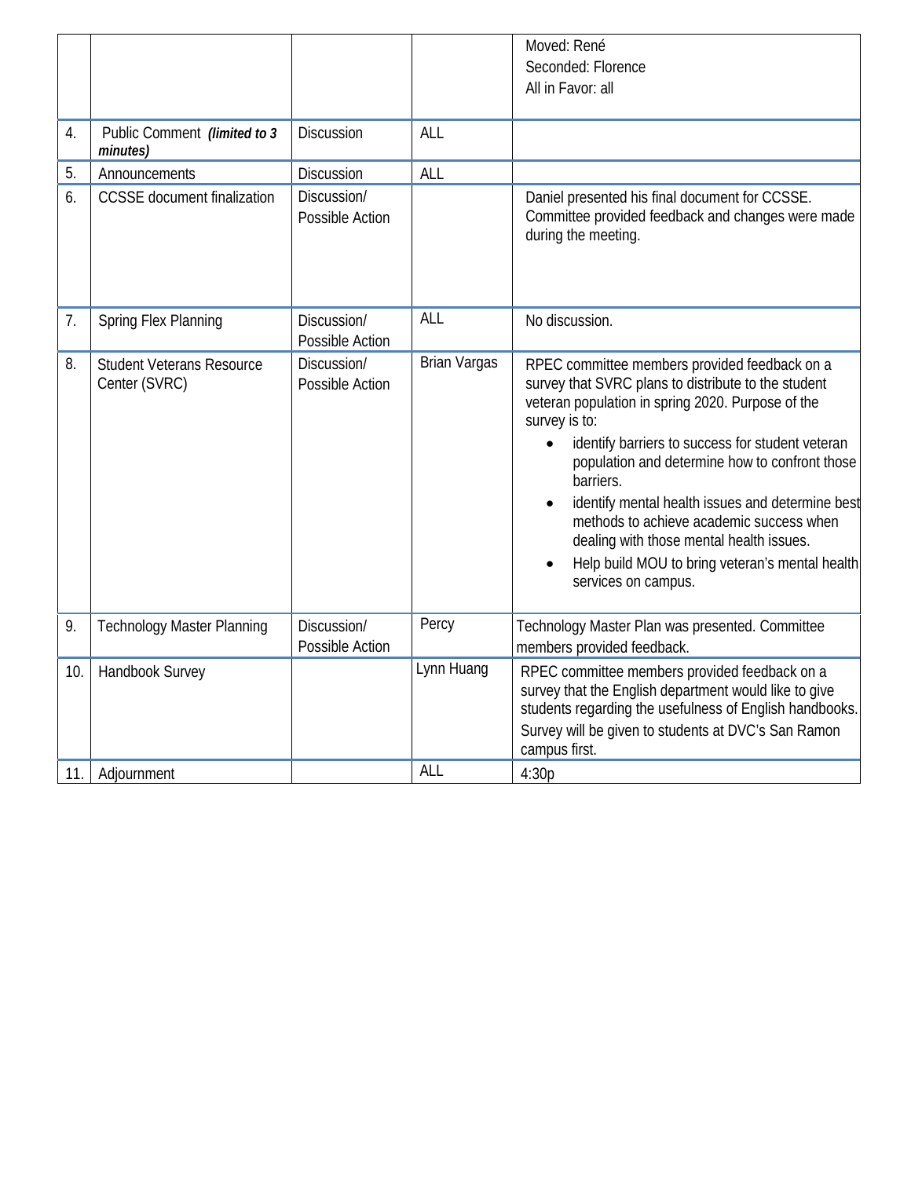| | | | | |
|---|---|---|---|---|
| | | | | Moved: René<br>Seconded: Florence<br>All in Favor: all |
| 4. | Public Comment ***(limited to 3 minutes)*** | Discussion | ALL | |
| 5. | Announcements | Discussion | ALL | |
| 6. | CCSSE document finalization | Discussion/ Possible Action | | Daniel presented his final document for CCSSE. Committee provided feedback and changes were made during the meeting. |
| 7. | Spring Flex Planning | Discussion/ Possible Action | ALL | No discussion. |
| 8. | Student Veterans Resource Center (SVRC) | Discussion/ Possible Action | Brian Vargas | RPEC committee members provided feedback on a survey that SVRC plans to distribute to the student veteran population in spring 2020. Purpose of the survey is to:<br>• identify barriers to success for student veteran population and determine how to confront those barriers.<br>• identify mental health issues and determine best methods to achieve academic success when dealing with those mental health issues.<br>• Help build MOU to bring veteran's mental health services on campus. |
| 9. | Technology Master Planning | Discussion/ Possible Action | Percy | Technology Master Plan was presented. Committee members provided feedback. |
| 10. | Handbook Survey | | Lynn Huang | RPEC committee members provided feedback on a survey that the English department would like to give students regarding the usefulness of English handbooks. Survey will be given to students at DVC's San Ramon campus first. |
| 11. | Adjournment | | ALL | 4:30p |